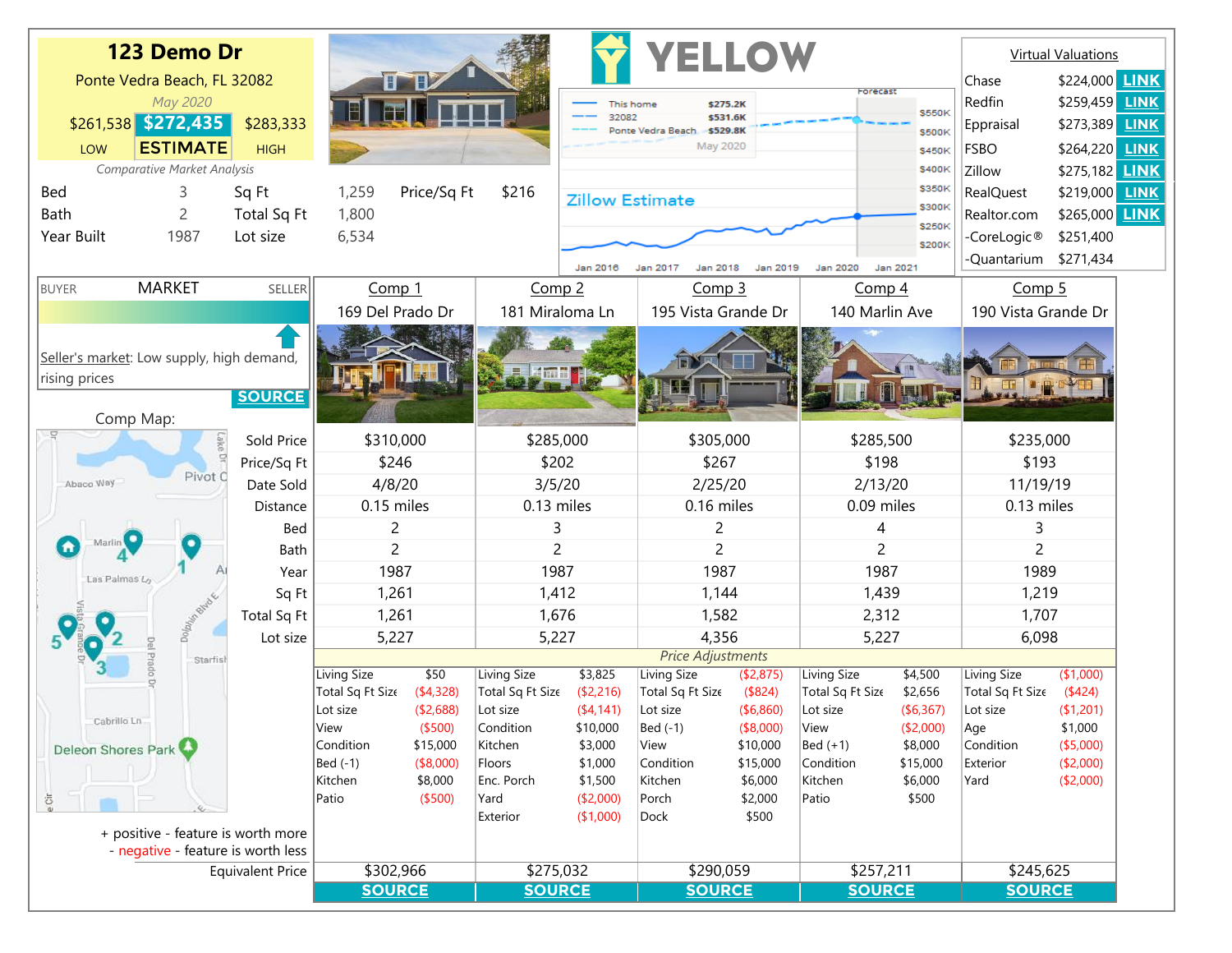# 123 Demo Dr

Ponte Vedra Beach, FL 32082

*May 2020*

| $261,538 | **$272,435** | $283,333 |
|---|---|---|
| LOW | **ESTIMATE** | HIGH |

*Comparative Market Analysis*

| | | | | | |
|---|---|---|---|---|---|
| Bed | 3 | Sq Ft | 1,259 | Price/Sq Ft | $216 |
| Bath | 2 | Total Sq Ft | 1,800 | | |
| Year Built | 1987 | Lot size | 6,534 | | |

# YELLOW

This home $275.2K
32082 $531.6K
Ponte Vedra Beach $529.8K
May 2020

Zillow Estimate

Forecast

$550K, $500K, $450K, $400K, $350K, $300K, $250K, $200K

Jan 2016, Jan 2017, Jan 2018, Jan 2019, Jan 2020, Jan 2021

## Virtual Valuations

| Source | Value | |
|---|---|---|
| Chase | $224,000 | LINK |
| Redfin | $259,459 | LINK |
| Eppraisal | $273,389 | LINK |
| FSBO | $264,220 | LINK |
| Zillow | $275,182 | LINK |
| RealQuest | $219,000 | LINK |
| Realtor.com | $265,000 | LINK |
| -CoreLogic® | $251,400 | |
| -Quantarium | $271,434 | |

BUYER — MARKET — SELLER

Seller's market: Low supply, high demand, rising prices

SOURCE

Comp Map:

| | Comp 1 | Comp 2 | Comp 3 | Comp 4 | Comp 5 |
|---|---|---|---|---|---|
| | 169 Del Prado Dr | 181 Miraloma Ln | 195 Vista Grande Dr | 140 Marlin Ave | 190 Vista Grande Dr |
| Sold Price | $310,000 | $285,000 | $305,000 | $285,500 | $235,000 |
| Price/Sq Ft | $246 | $202 | $267 | $198 | $193 |
| Date Sold | 4/8/20 | 3/5/20 | 2/25/20 | 2/13/20 | 11/19/19 |
| Distance | 0.15 miles | 0.13 miles | 0.16 miles | 0.09 miles | 0.13 miles |
| Bed | 2 | 3 | 2 | 4 | 3 |
| Bath | 2 | 2 | 2 | 2 | 2 |
| Year | 1987 | 1987 | 1987 | 1987 | 1989 |
| Sq Ft | 1,261 | 1,412 | 1,144 | 1,439 | 1,219 |
| Total Sq Ft | 1,261 | 1,676 | 1,582 | 2,312 | 1,707 |
| Lot size | 5,227 | 5,227 | 4,356 | 5,227 | 6,098 |

*Price Adjustments*

| Comp 1 | | Comp 2 | | Comp 3 | | Comp 4 | | Comp 5 | |
|---|---|---|---|---|---|---|---|---|---|
| Living Size | $50 | Living Size | $3,825 | Living Size | ($2,875) | Living Size | $4,500 | Living Size | ($1,000) |
| Total Sq Ft Size | ($4,328) | Total Sq Ft Size | ($2,216) | Total Sq Ft Size | ($824) | Total Sq Ft Size | $2,656 | Total Sq Ft Size | ($424) |
| Lot size | ($2,688) | Lot size | ($4,141) | Lot size | ($6,860) | Lot size | ($6,367) | Lot size | ($1,201) |
| View | ($500) | Condition | $10,000 | Bed (-1) | ($8,000) | View | ($2,000) | Age | $1,000 |
| Condition | $15,000 | Kitchen | $3,000 | View | $10,000 | Bed (+1) | $8,000 | Condition | ($5,000) |
| Bed (-1) | ($8,000) | Floors | $1,000 | Condition | $15,000 | Condition | $15,000 | Exterior | ($2,000) |
| Kitchen | $8,000 | Enc. Porch | $1,500 | Kitchen | $6,000 | Kitchen | $6,000 | Yard | ($2,000) |
| Patio | ($500) | Yard | ($2,000) | Porch | $2,000 | Patio | $500 | | |
| | | Exterior | ($1,000) | Dock | $500 | | | | |

+ positive - feature is worth more
- negative - feature is worth less

| | Comp 1 | Comp 2 | Comp 3 | Comp 4 | Comp 5 |
|---|---|---|---|---|---|
| Equivalent Price | $302,966 | $275,032 | $290,059 | $257,211 | $245,625 |
| | SOURCE | SOURCE | SOURCE | SOURCE | SOURCE |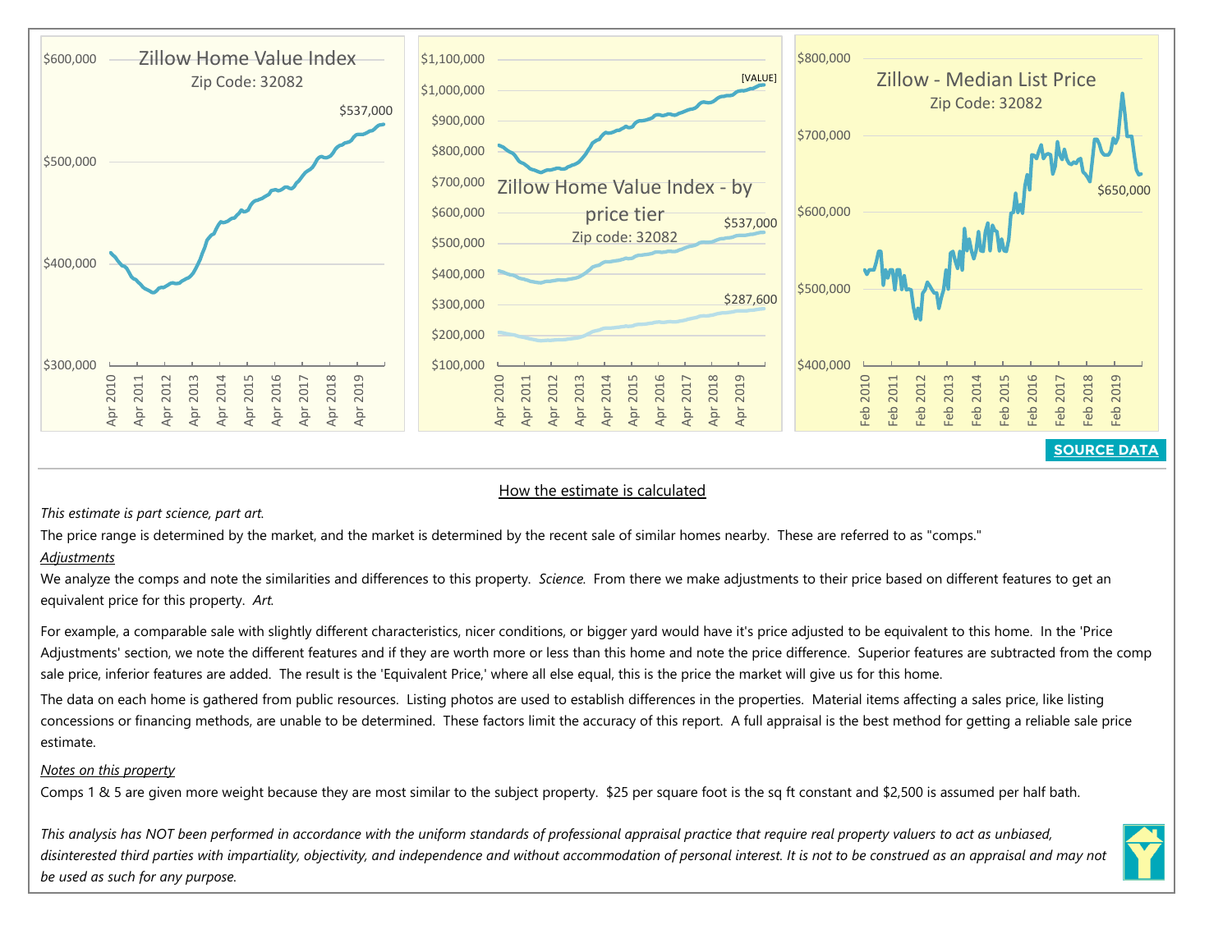Zillow Home Value Index
Zip Code: 32082

$600,000
$500,000
$400,000
$300,000
$537,000

Apr 2010
Apr 2011
Apr 2012
Apr 2013
Apr 2014
Apr 2015
Apr 2016
Apr 2017
Apr 2018
Apr 2019

Zillow Home Value Index - by price tier
Zip code: 32082

$1,100,000
$1,000,000
$900,000
$800,000
$700,000
$600,000
$500,000
$400,000
$300,000
$200,000
$100,000
[VALUE]
$537,000
$287,600

Apr 2010
Apr 2011
Apr 2012
Apr 2013
Apr 2014
Apr 2015
Apr 2016
Apr 2017
Apr 2018
Apr 2019

Zillow - Median List Price
Zip Code: 32082

$800,000
$700,000
$600,000
$500,000
$400,000
$650,000

Feb 2010
Feb 2011
Feb 2012
Feb 2013
Feb 2014
Feb 2015
Feb 2016
Feb 2017
Feb 2018
Feb 2019

**SOURCE DATA**

## How the estimate is calculated

*This estimate is part science, part art.*

The price range is determined by the market, and the market is determined by the recent sale of similar homes nearby. These are referred to as "comps."

*Adjustments*

We analyze the comps and note the similarities and differences to this property. *Science.* From there we make adjustments to their price based on different features to get an equivalent price for this property. *Art.*

For example, a comparable sale with slightly different characteristics, nicer conditions, or bigger yard would have it's price adjusted to be equivalent to this home. In the 'Price Adjustments' section, we note the different features and if they are worth more or less than this home and note the price difference. Superior features are subtracted from the comp sale price, inferior features are added. The result is the 'Equivalent Price,' where all else equal, this is the price the market will give us for this home.

The data on each home is gathered from public resources. Listing photos are used to establish differences in the properties. Material items affecting a sales price, like listing concessions or financing methods, are unable to be determined. These factors limit the accuracy of this report. A full appraisal is the best method for getting a reliable sale price estimate.

*Notes on this property*

Comps 1 & 5 are given more weight because they are most similar to the subject property. $25 per square foot is the sq ft constant and $2,500 is assumed per half bath.

*This analysis has NOT been performed in accordance with the uniform standards of professional appraisal practice that require real property valuers to act as unbiased, disinterested third parties with impartiality, objectivity, and independence and without accommodation of personal interest. It is not to be construed as an appraisal and may not be used as such for any purpose.*